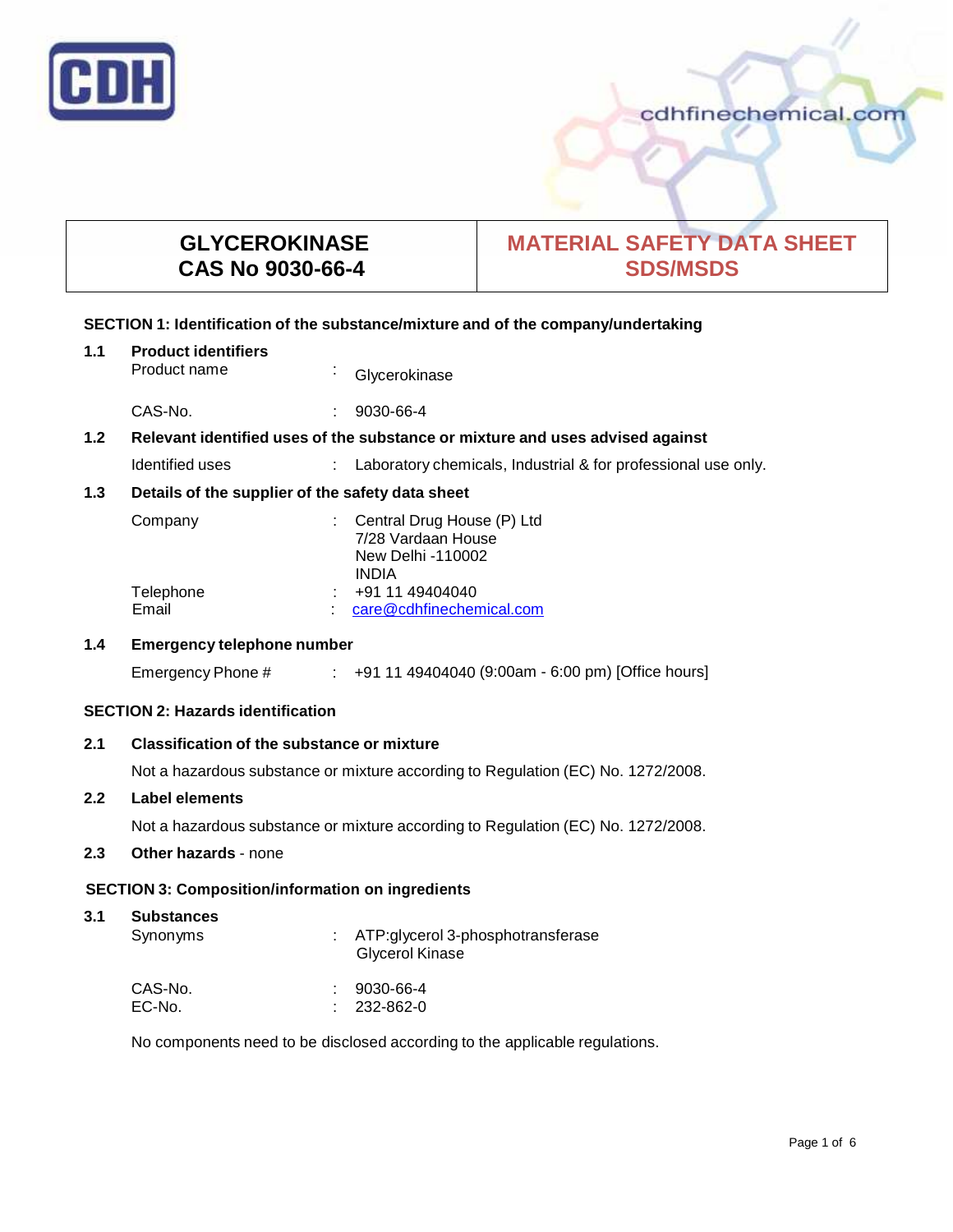CDH

cdhfinechemical.com

| GLYCEROKINASE CAS No 9030-66-4 | MATERIAL SAFETY DATA SHEET SDS/MSDS |
|---|---|

## SECTION 1: Identification of the substance/mixture and of the company/undertaking

### 1.1 Product identifiers

Product name : Glycerokinase

CAS-No. : 9030-66-4

### 1.2 Relevant identified uses of the substance or mixture and uses advised against

Identified uses : Laboratory chemicals, Industrial & for professional use only.

### 1.3 Details of the supplier of the safety data sheet

Company : Central Drug House (P) Ltd
7/28 Vardaan House
New Delhi -110002
INDIA

Telephone : +91 11 49404040

Email : care@cdhfinechemical.com

### 1.4 Emergency telephone number

Emergency Phone # : +91 11 49404040 (9:00am - 6:00 pm) [Office hours]

## SECTION 2: Hazards identification

### 2.1 Classification of the substance or mixture

Not a hazardous substance or mixture according to Regulation (EC) No. 1272/2008.

### 2.2 Label elements

Not a hazardous substance or mixture according to Regulation (EC) No. 1272/2008.

### 2.3 Other hazards - none

## SECTION 3: Composition/information on ingredients

### 3.1 Substances

Synonyms : ATP:glycerol 3-phosphotransferase
Glycerol Kinase

CAS-No. : 9030-66-4

EC-No. : 232-862-0

No components need to be disclosed according to the applicable regulations.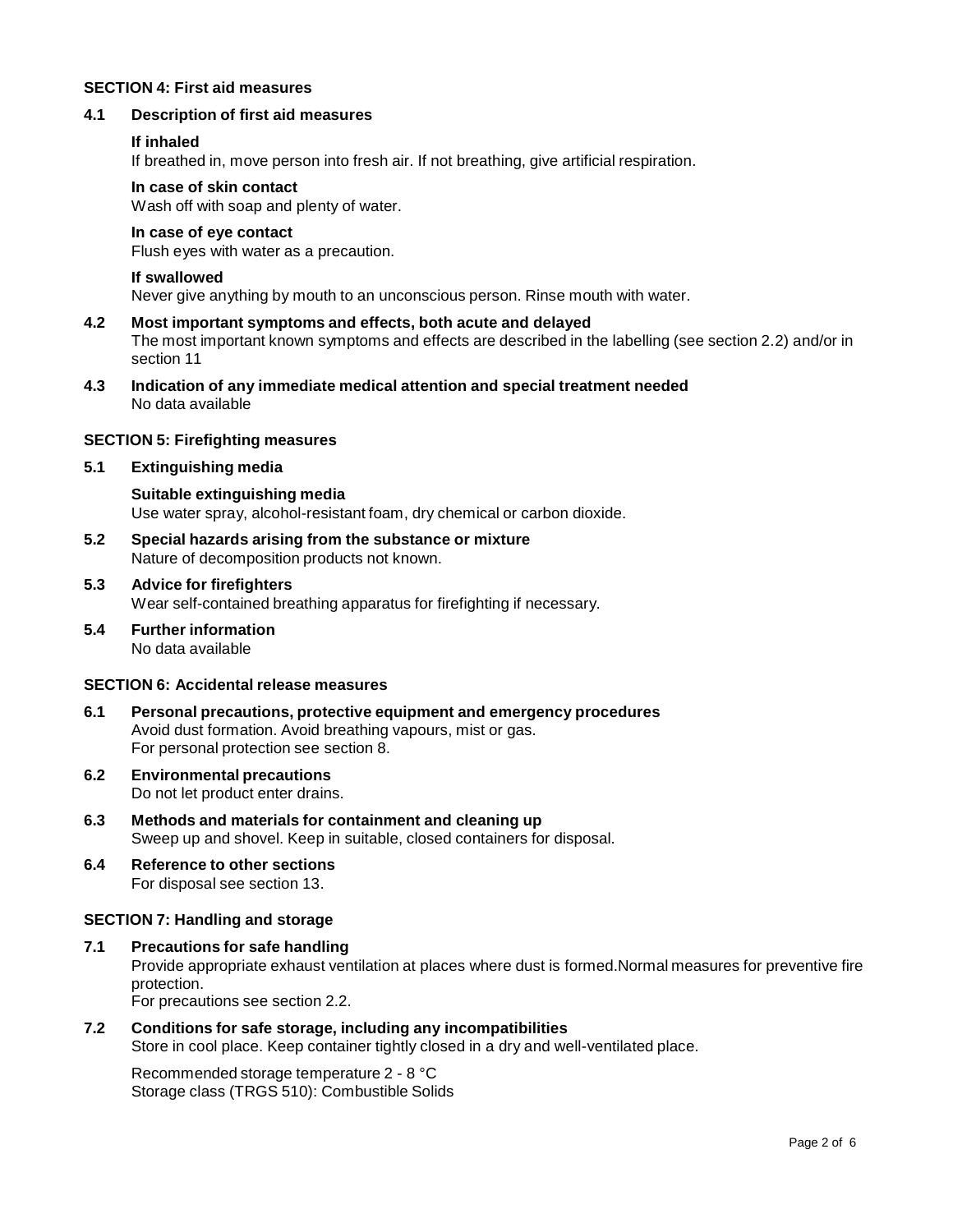## SECTION 4: First aid measures

### 4.1 Description of first aid measures

**If inhaled**

If breathed in, move person into fresh air. If not breathing, give artificial respiration.

**In case of skin contact**

Wash off with soap and plenty of water.

**In case of eye contact**

Flush eyes with water as a precaution.

**If swallowed**

Never give anything by mouth to an unconscious person. Rinse mouth with water.

### 4.2 Most important symptoms and effects, both acute and delayed

The most important known symptoms and effects are described in the labelling (see section 2.2) and/or in section 11

### 4.3 Indication of any immediate medical attention and special treatment needed

No data available

## SECTION 5: Firefighting measures

### 5.1 Extinguishing media

**Suitable extinguishing media**

Use water spray, alcohol-resistant foam, dry chemical or carbon dioxide.

### 5.2 Special hazards arising from the substance or mixture

Nature of decomposition products not known.

### 5.3 Advice for firefighters

Wear self-contained breathing apparatus for firefighting if necessary.

### 5.4 Further information

No data available

## SECTION 6: Accidental release measures

### 6.1 Personal precautions, protective equipment and emergency procedures

Avoid dust formation. Avoid breathing vapours, mist or gas.
For personal protection see section 8.

### 6.2 Environmental precautions

Do not let product enter drains.

### 6.3 Methods and materials for containment and cleaning up

Sweep up and shovel. Keep in suitable, closed containers for disposal.

### 6.4 Reference to other sections

For disposal see section 13.

## SECTION 7: Handling and storage

### 7.1 Precautions for safe handling

Provide appropriate exhaust ventilation at places where dust is formed.Normal measures for preventive fire protection.
For precautions see section 2.2.

### 7.2 Conditions for safe storage, including any incompatibilities

Store in cool place. Keep container tightly closed in a dry and well-ventilated place.

Recommended storage temperature 2 - 8 °C
Storage class (TRGS 510): Combustible Solids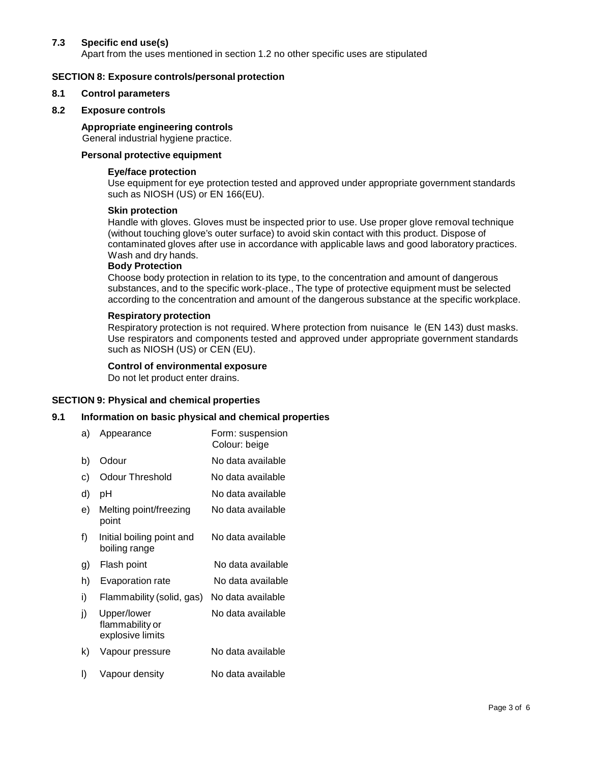### 7.3 Specific end use(s)

Apart from the uses mentioned in section 1.2 no other specific uses are stipulated

## SECTION 8: Exposure controls/personal protection

### 8.1 Control parameters

### 8.2 Exposure controls

**Appropriate engineering controls**

General industrial hygiene practice.

**Personal protective equipment**

**Eye/face protection**

Use equipment for eye protection tested and approved under appropriate government standards such as NIOSH (US) or EN 166(EU).

**Skin protection**

Handle with gloves. Gloves must be inspected prior to use. Use proper glove removal technique (without touching glove's outer surface) to avoid skin contact with this product. Dispose of contaminated gloves after use in accordance with applicable laws and good laboratory practices. Wash and dry hands.

**Body Protection**

Choose body protection in relation to its type, to the concentration and amount of dangerous substances, and to the specific work-place., The type of protective equipment must be selected according to the concentration and amount of the dangerous substance at the specific workplace.

**Respiratory protection**

Respiratory protection is not required. Where protection from nuisance le (EN 143) dust masks. Use respirators and components tested and approved under appropriate government standards such as NIOSH (US) or CEN (EU).

**Control of environmental exposure**

Do not let product enter drains.

## SECTION 9: Physical and chemical properties

### 9.1 Information on basic physical and chemical properties

| | Property | Value |
|---|---|---|
| a) | Appearance | Form: suspension<br>Colour: beige |
| b) | Odour | No data available |
| c) | Odour Threshold | No data available |
| d) | pH | No data available |
| e) | Melting point/freezing point | No data available |
| f) | Initial boiling point and boiling range | No data available |
| g) | Flash point | No data available |
| h) | Evaporation rate | No data available |
| i) | Flammability (solid, gas) | No data available |
| j) | Upper/lower flammability or explosive limits | No data available |
| k) | Vapour pressure | No data available |
| l) | Vapour density | No data available |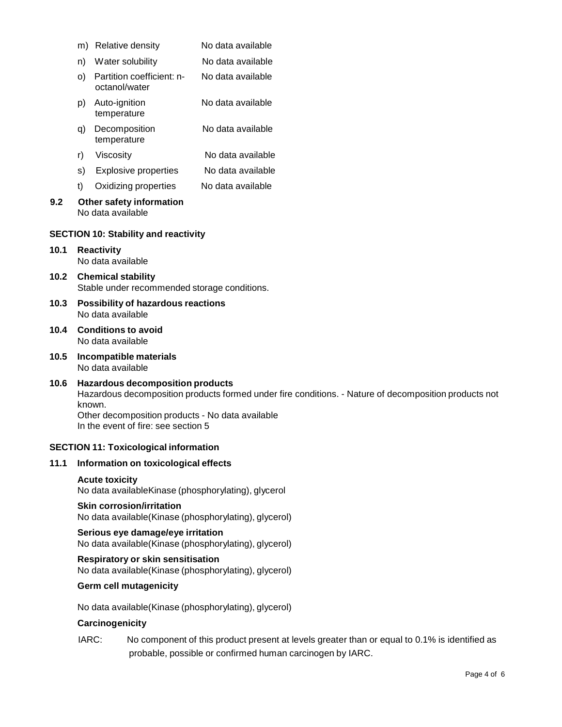| | | |
|---|---|---|
| m) | Relative density | No data available |
| n) | Water solubility | No data available |
| o) | Partition coefficient: n-octanol/water | No data available |
| p) | Auto-ignition temperature | No data available |
| q) | Decomposition temperature | No data available |
| r) | Viscosity | No data available |
| s) | Explosive properties | No data available |
| t) | Oxidizing properties | No data available |

**9.2 Other safety information**
No data available

## SECTION 10: Stability and reactivity

**10.1 Reactivity**
No data available

**10.2 Chemical stability**
Stable under recommended storage conditions.

**10.3 Possibility of hazardous reactions**
No data available

**10.4 Conditions to avoid**
No data available

**10.5 Incompatible materials**
No data available

**10.6 Hazardous decomposition products**
Hazardous decomposition products formed under fire conditions. - Nature of decomposition products not known.
Other decomposition products - No data available
In the event of fire: see section 5

## SECTION 11: Toxicological information

**11.1 Information on toxicological effects**

**Acute toxicity**
No data availableKinase (phosphorylating), glycerol

**Skin corrosion/irritation**
No data available(Kinase (phosphorylating), glycerol)

**Serious eye damage/eye irritation**
No data available(Kinase (phosphorylating), glycerol)

**Respiratory or skin sensitisation**
No data available(Kinase (phosphorylating), glycerol)

**Germ cell mutagenicity**

No data available(Kinase (phosphorylating), glycerol)

**Carcinogenicity**

IARC: No component of this product present at levels greater than or equal to 0.1% is identified as probable, possible or confirmed human carcinogen by IARC.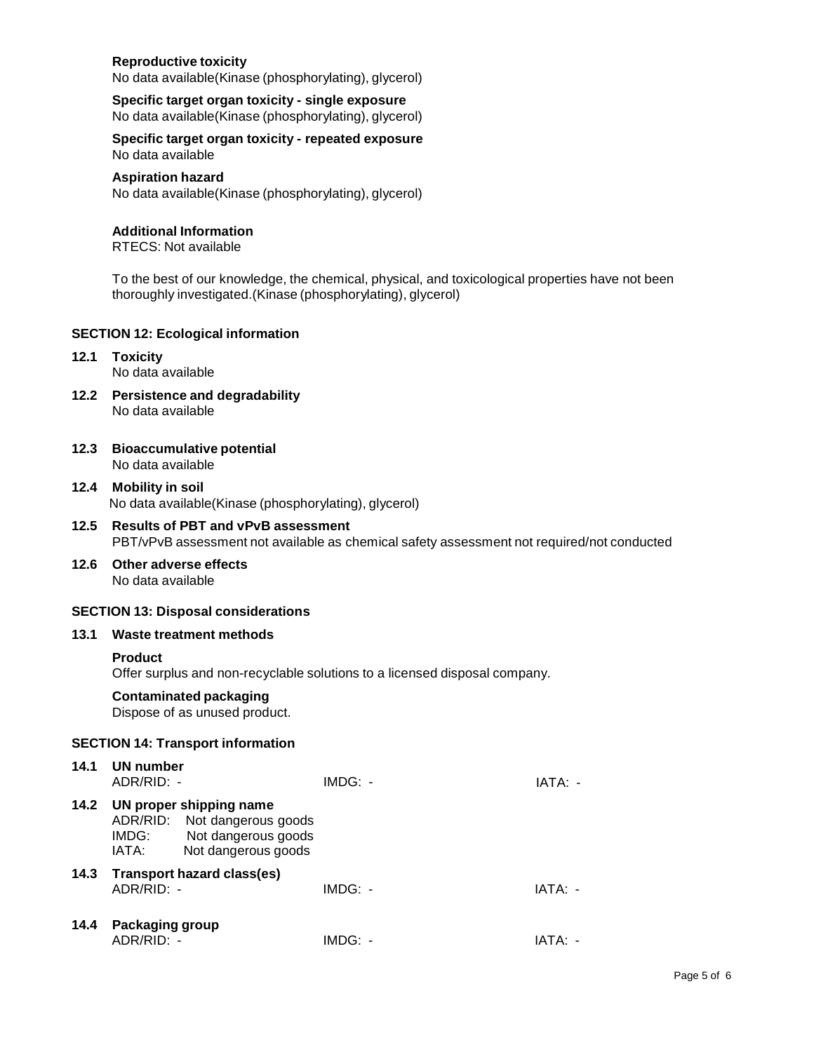**Reproductive toxicity**
No data available(Kinase (phosphorylating), glycerol)

**Specific target organ toxicity - single exposure**
No data available(Kinase (phosphorylating), glycerol)

**Specific target organ toxicity - repeated exposure**
No data available

**Aspiration hazard**
No data available(Kinase (phosphorylating), glycerol)

**Additional Information**
RTECS: Not available

To the best of our knowledge, the chemical, physical, and toxicological properties have not been thoroughly investigated.(Kinase (phosphorylating), glycerol)

## SECTION 12: Ecological information

**12.1 Toxicity**
No data available

**12.2 Persistence and degradability**
No data available

**12.3 Bioaccumulative potential**
No data available

**12.4 Mobility in soil**
No data available(Kinase (phosphorylating), glycerol)

**12.5 Results of PBT and vPvB assessment**
PBT/vPvB assessment not available as chemical safety assessment not required/not conducted

**12.6 Other adverse effects**
No data available

## SECTION 13: Disposal considerations

**13.1 Waste treatment methods**

**Product**
Offer surplus and non-recyclable solutions to a licensed disposal company.

**Contaminated packaging**
Dispose of as unused product.

## SECTION 14: Transport information

**14.1 UN number**

| ADR/RID: - | IMDG: - | IATA: - |
|---|---|---|

**14.2 UN proper shipping name**
ADR/RID: Not dangerous goods
IMDG: Not dangerous goods
IATA: Not dangerous goods

**14.3 Transport hazard class(es)**

| ADR/RID: - | IMDG: - | IATA: - |
|---|---|---|

**14.4 Packaging group**

| ADR/RID: - | IMDG: - | IATA: - |
|---|---|---|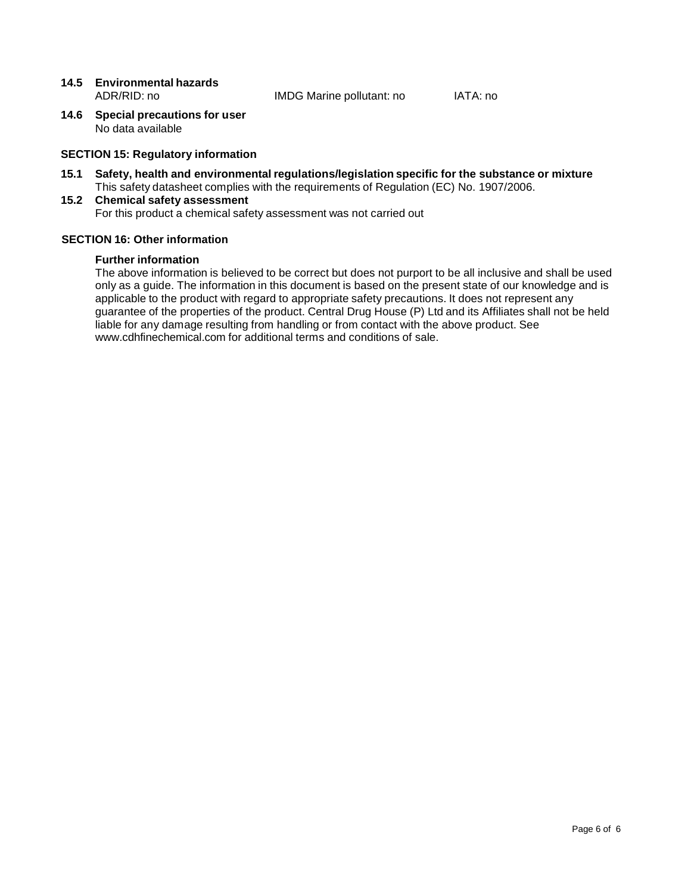### 14.5 Environmental hazards

ADR/RID: no    IMDG Marine pollutant: no    IATA: no

### 14.6 Special precautions for user

No data available

## SECTION 15: Regulatory information

### 15.1 Safety, health and environmental regulations/legislation specific for the substance or mixture

This safety datasheet complies with the requirements of Regulation (EC) No. 1907/2006.

### 15.2 Chemical safety assessment

For this product a chemical safety assessment was not carried out

## SECTION 16: Other information

**Further information**

The above information is believed to be correct but does not purport to be all inclusive and shall be used only as a guide. The information in this document is based on the present state of our knowledge and is applicable to the product with regard to appropriate safety precautions. It does not represent any guarantee of the properties of the product. Central Drug House (P) Ltd and its Affiliates shall not be held liable for any damage resulting from handling or from contact with the above product. See www.cdhfinechemical.com for additional terms and conditions of sale.